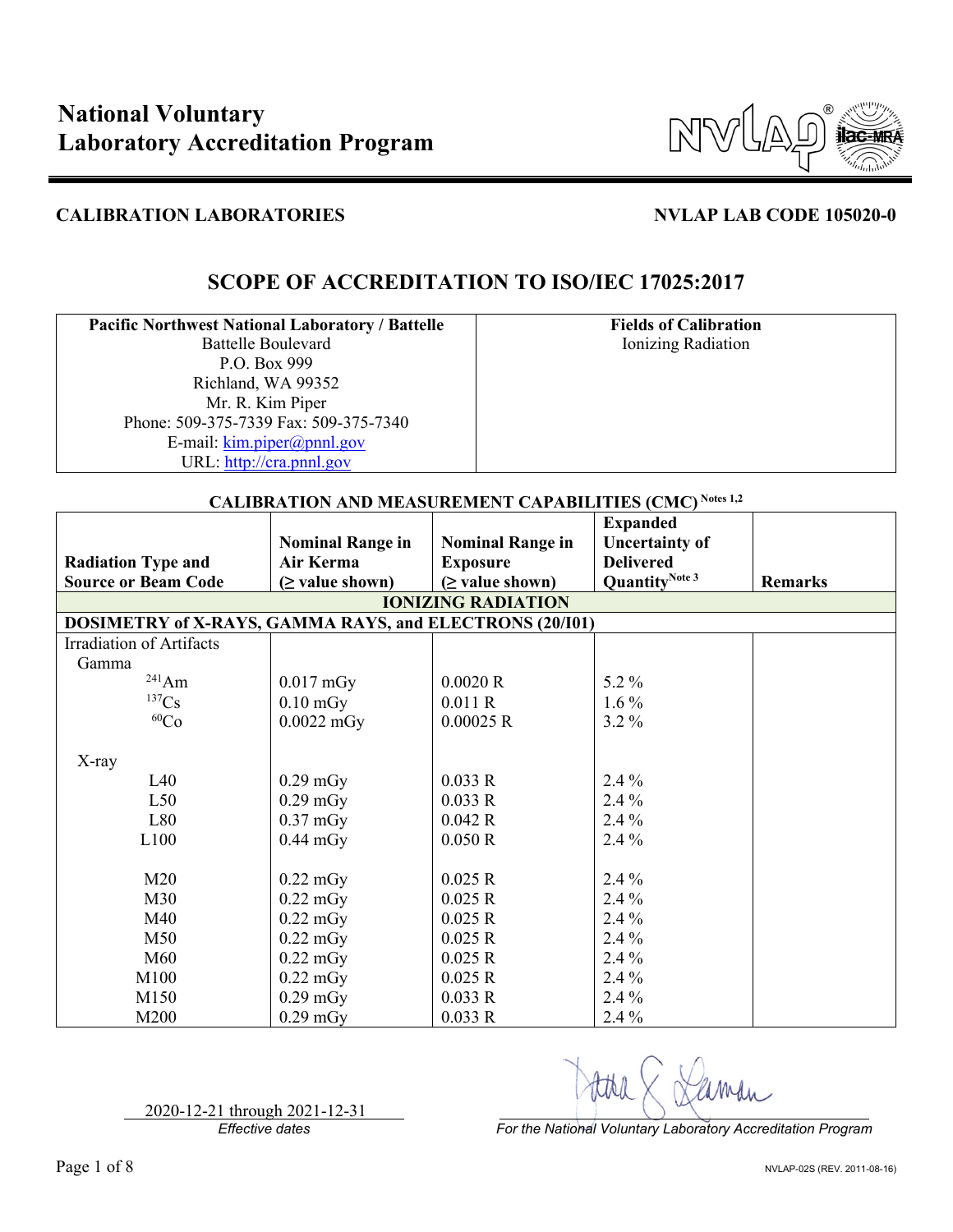# National Voluntary Laboratory Accreditation Program

**CALIBRATION LABORATORIES** **NVLAP LAB CODE 105020-0**

## SCOPE OF ACCREDITATION TO ISO/IEC 17025:2017

| **Pacific Northwest National Laboratory / Battelle**<br>Battelle Boulevard<br>P.O. Box 999<br>Richland, WA 99352<br>Mr. R. Kim Piper<br>Phone: 509-375-7339 Fax: 509-375-7340<br>E-mail: kim.piper@pnnl.gov<br>URL: http://cra.pnnl.gov | **Fields of Calibration**<br>Ionizing Radiation |
|---|---|

**CALIBRATION AND MEASUREMENT CAPABILITIES (CMC)** Notes 1,2

| Radiation Type and Source or Beam Code | Nominal Range in Air Kerma (≥ value shown) | Nominal Range in Exposure (≥ value shown) | Expanded Uncertainty of Delivered Quantity Note 3 | Remarks |
|---|---|---|---|---|
| **IONIZING RADIATION** | | | | |
| **DOSIMETRY of X-RAYS, GAMMA RAYS, and ELECTRONS (20/I01)** | | | | |
| Irradiation of Artifacts | | | | |
| Gamma | | | | |
| $^{241}$Am | 0.017 mGy | 0.0020 R | 5.2 % | |
| $^{137}$Cs | 0.10 mGy | 0.011 R | 1.6 % | |
| $^{60}$Co | 0.0022 mGy | 0.00025 R | 3.2 % | |
| X-ray | | | | |
| L40 | 0.29 mGy | 0.033 R | 2.4 % | |
| L50 | 0.29 mGy | 0.033 R | 2.4 % | |
| L80 | 0.37 mGy | 0.042 R | 2.4 % | |
| L100 | 0.44 mGy | 0.050 R | 2.4 % | |
| M20 | 0.22 mGy | 0.025 R | 2.4 % | |
| M30 | 0.22 mGy | 0.025 R | 2.4 % | |
| M40 | 0.22 mGy | 0.025 R | 2.4 % | |
| M50 | 0.22 mGy | 0.025 R | 2.4 % | |
| M60 | 0.22 mGy | 0.025 R | 2.4 % | |
| M100 | 0.22 mGy | 0.025 R | 2.4 % | |
| M150 | 0.29 mGy | 0.033 R | 2.4 % | |
| M200 | 0.29 mGy | 0.033 R | 2.4 % | |

2020-12-21 through 2021-12-31
*Effective dates*

*For the National Voluntary Laboratory Accreditation Program*

NVLAP-02S (REV. 2011-08-16)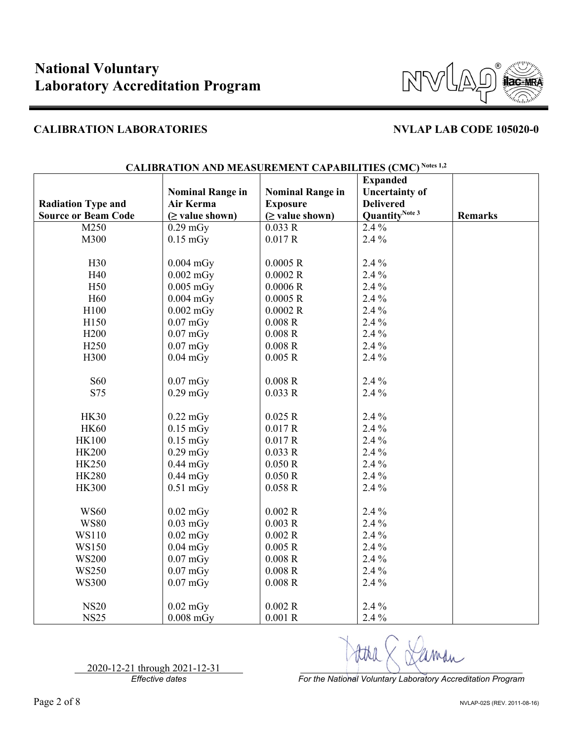# National Voluntary Laboratory Accreditation Program

**CALIBRATION LABORATORIES** **NVLAP LAB CODE 105020-0**

**CALIBRATION AND MEASUREMENT CAPABILITIES (CMC)** [Notes 1,2]

| Radiation Type and Source or Beam Code | Nominal Range in Air Kerma (≥ value shown) | Nominal Range in Exposure (≥ value shown) | Expanded Uncertainty of Delivered Quantity[Note 3] | Remarks |
|---|---|---|---|---|
| M250 | 0.29 mGy | 0.033 R | 2.4 % | |
| M300 | 0.15 mGy | 0.017 R | 2.4 % | |
| | | | | |
| H30 | 0.004 mGy | 0.0005 R | 2.4 % | |
| H40 | 0.002 mGy | 0.0002 R | 2.4 % | |
| H50 | 0.005 mGy | 0.0006 R | 2.4 % | |
| H60 | 0.004 mGy | 0.0005 R | 2.4 % | |
| H100 | 0.002 mGy | 0.0002 R | 2.4 % | |
| H150 | 0.07 mGy | 0.008 R | 2.4 % | |
| H200 | 0.07 mGy | 0.008 R | 2.4 % | |
| H250 | 0.07 mGy | 0.008 R | 2.4 % | |
| H300 | 0.04 mGy | 0.005 R | 2.4 % | |
| | | | | |
| S60 | 0.07 mGy | 0.008 R | 2.4 % | |
| S75 | 0.29 mGy | 0.033 R | 2.4 % | |
| | | | | |
| HK30 | 0.22 mGy | 0.025 R | 2.4 % | |
| HK60 | 0.15 mGy | 0.017 R | 2.4 % | |
| HK100 | 0.15 mGy | 0.017 R | 2.4 % | |
| HK200 | 0.29 mGy | 0.033 R | 2.4 % | |
| HK250 | 0.44 mGy | 0.050 R | 2.4 % | |
| HK280 | 0.44 mGy | 0.050 R | 2.4 % | |
| HK300 | 0.51 mGy | 0.058 R | 2.4 % | |
| | | | | |
| WS60 | 0.02 mGy | 0.002 R | 2.4 % | |
| WS80 | 0.03 mGy | 0.003 R | 2.4 % | |
| WS110 | 0.02 mGy | 0.002 R | 2.4 % | |
| WS150 | 0.04 mGy | 0.005 R | 2.4 % | |
| WS200 | 0.07 mGy | 0.008 R | 2.4 % | |
| WS250 | 0.07 mGy | 0.008 R | 2.4 % | |
| WS300 | 0.07 mGy | 0.008 R | 2.4 % | |
| | | | | |
| NS20 | 0.02 mGy | 0.002 R | 2.4 % | |
| NS25 | 0.008 mGy | 0.001 R | 2.4 % | |

2020-12-21 through 2021-12-31
*Effective dates*

*For the National Voluntary Laboratory Accreditation Program*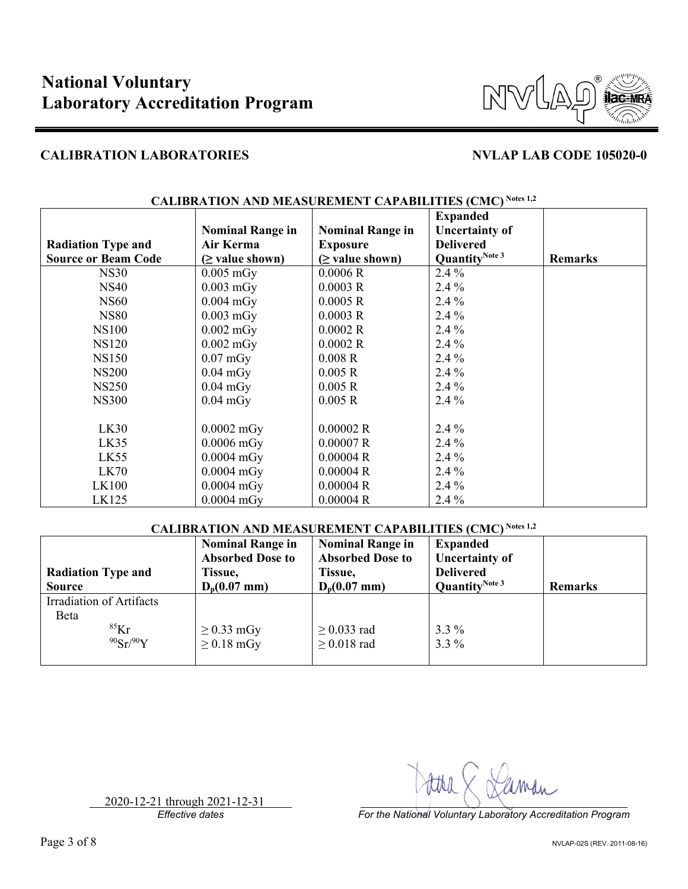# National Voluntary Laboratory Accreditation Program

**CALIBRATION LABORATORIES** **NVLAP LAB CODE 105020-0**

**CALIBRATION AND MEASUREMENT CAPABILITIES (CMC) Notes 1,2**

| Radiation Type and Source or Beam Code | Nominal Range in Air Kerma (≥ value shown) | Nominal Range in Exposure (≥ value shown) | Expanded Uncertainty of Delivered Quantity Note 3 | Remarks |
|---|---|---|---|---|
| NS30 | 0.005 mGy | 0.0006 R | 2.4 % | |
| NS40 | 0.003 mGy | 0.0003 R | 2.4 % | |
| NS60 | 0.004 mGy | 0.0005 R | 2.4 % | |
| NS80 | 0.003 mGy | 0.0003 R | 2.4 % | |
| NS100 | 0.002 mGy | 0.0002 R | 2.4 % | |
| NS120 | 0.002 mGy | 0.0002 R | 2.4 % | |
| NS150 | 0.07 mGy | 0.008 R | 2.4 % | |
| NS200 | 0.04 mGy | 0.005 R | 2.4 % | |
| NS250 | 0.04 mGy | 0.005 R | 2.4 % | |
| NS300 | 0.04 mGy | 0.005 R | 2.4 % | |
| | | | | |
| LK30 | 0.0002 mGy | 0.00002 R | 2.4 % | |
| LK35 | 0.0006 mGy | 0.00007 R | 2.4 % | |
| LK55 | 0.0004 mGy | 0.00004 R | 2.4 % | |
| LK70 | 0.0004 mGy | 0.00004 R | 2.4 % | |
| LK100 | 0.0004 mGy | 0.00004 R | 2.4 % | |
| LK125 | 0.0004 mGy | 0.00004 R | 2.4 % | |

**CALIBRATION AND MEASUREMENT CAPABILITIES (CMC) Notes 1,2**

| Radiation Type and Source | Nominal Range in Absorbed Dose to Tissue, $D_p(0.07\text{ mm})$ | Nominal Range in Absorbed Dose to Tissue, $D_p(0.07\text{ mm})$ | Expanded Uncertainty of Delivered Quantity Note 3 | Remarks |
|---|---|---|---|---|
| Irradiation of Artifacts | | | | |
| Beta | | | | |
| $^{85}Kr$ | ≥ 0.33 mGy | ≥ 0.033 rad | 3.3 % | |
| $^{90}Sr/^{90}Y$ | ≥ 0.18 mGy | ≥ 0.018 rad | 3.3 % | |

2020-12-21 through 2021-12-31
*Effective dates*

*For the National Voluntary Laboratory Accreditation Program*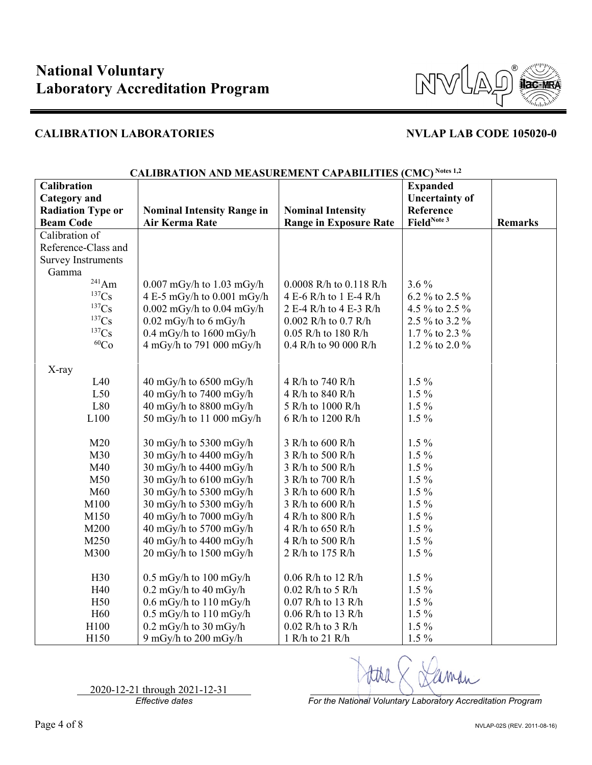# National Voluntary Laboratory Accreditation Program

## CALIBRATION LABORATORIES

**NVLAP LAB CODE 105020-0**

### CALIBRATION AND MEASUREMENT CAPABILITIES (CMC) Notes 1,2

| Calibration Category and Radiation Type or Beam Code | Nominal Intensity Range in Air Kerma Rate | Nominal Intensity Range in Exposure Rate | Expanded Uncertainty of Reference Field Note 3 | Remarks |
|---|---|---|---|---|
| Calibration of Reference-Class and Survey Instruments | | | | |
| Gamma | | | | |
| $^{241}$Am | 0.007 mGy/h to 1.03 mGy/h | 0.0008 R/h to 0.118 R/h | 3.6 % | |
| $^{137}$Cs | 4 E-5 mGy/h to 0.001 mGy/h | 4 E-6 R/h to 1 E-4 R/h | 6.2 % to 2.5 % | |
| $^{137}$Cs | 0.002 mGy/h to 0.04 mGy/h | 2 E-4 R/h to 4 E-3 R/h | 4.5 % to 2.5 % | |
| $^{137}$Cs | 0.02 mGy/h to 6 mGy/h | 0.002 R/h to 0.7 R/h | 2.5 % to 3.2 % | |
| $^{137}$Cs | 0.4 mGy/h to 1600 mGy/h | 0.05 R/h to 180 R/h | 1.7 % to 2.3 % | |
| $^{60}$Co | 4 mGy/h to 791 000 mGy/h | 0.4 R/h to 90 000 R/h | 1.2 % to 2.0 % | |
| X-ray | | | | |
| L40 | 40 mGy/h to 6500 mGy/h | 4 R/h to 740 R/h | 1.5 % | |
| L50 | 40 mGy/h to 7400 mGy/h | 4 R/h to 840 R/h | 1.5 % | |
| L80 | 40 mGy/h to 8800 mGy/h | 5 R/h to 1000 R/h | 1.5 % | |
| L100 | 50 mGy/h to 11 000 mGy/h | 6 R/h to 1200 R/h | 1.5 % | |
| M20 | 30 mGy/h to 5300 mGy/h | 3 R/h to 600 R/h | 1.5 % | |
| M30 | 30 mGy/h to 4400 mGy/h | 3 R/h to 500 R/h | 1.5 % | |
| M40 | 30 mGy/h to 4400 mGy/h | 3 R/h to 500 R/h | 1.5 % | |
| M50 | 30 mGy/h to 6100 mGy/h | 3 R/h to 700 R/h | 1.5 % | |
| M60 | 30 mGy/h to 5300 mGy/h | 3 R/h to 600 R/h | 1.5 % | |
| M100 | 30 mGy/h to 5300 mGy/h | 3 R/h to 600 R/h | 1.5 % | |
| M150 | 40 mGy/h to 7000 mGy/h | 4 R/h to 800 R/h | 1.5 % | |
| M200 | 40 mGy/h to 5700 mGy/h | 4 R/h to 650 R/h | 1.5 % | |
| M250 | 40 mGy/h to 4400 mGy/h | 4 R/h to 500 R/h | 1.5 % | |
| M300 | 20 mGy/h to 1500 mGy/h | 2 R/h to 175 R/h | 1.5 % | |
| H30 | 0.5 mGy/h to 100 mGy/h | 0.06 R/h to 12 R/h | 1.5 % | |
| H40 | 0.2 mGy/h to 40 mGy/h | 0.02 R/h to 5 R/h | 1.5 % | |
| H50 | 0.6 mGy/h to 110 mGy/h | 0.07 R/h to 13 R/h | 1.5 % | |
| H60 | 0.5 mGy/h to 110 mGy/h | 0.06 R/h to 13 R/h | 1.5 % | |
| H100 | 0.2 mGy/h to 30 mGy/h | 0.02 R/h to 3 R/h | 1.5 % | |
| H150 | 9 mGy/h to 200 mGy/h | 1 R/h to 21 R/h | 1.5 % | |

2020-12-21 through 2021-12-31

*Effective dates*

*For the National Voluntary Laboratory Accreditation Program*

NVLAP-02S (REV. 2011-08-16)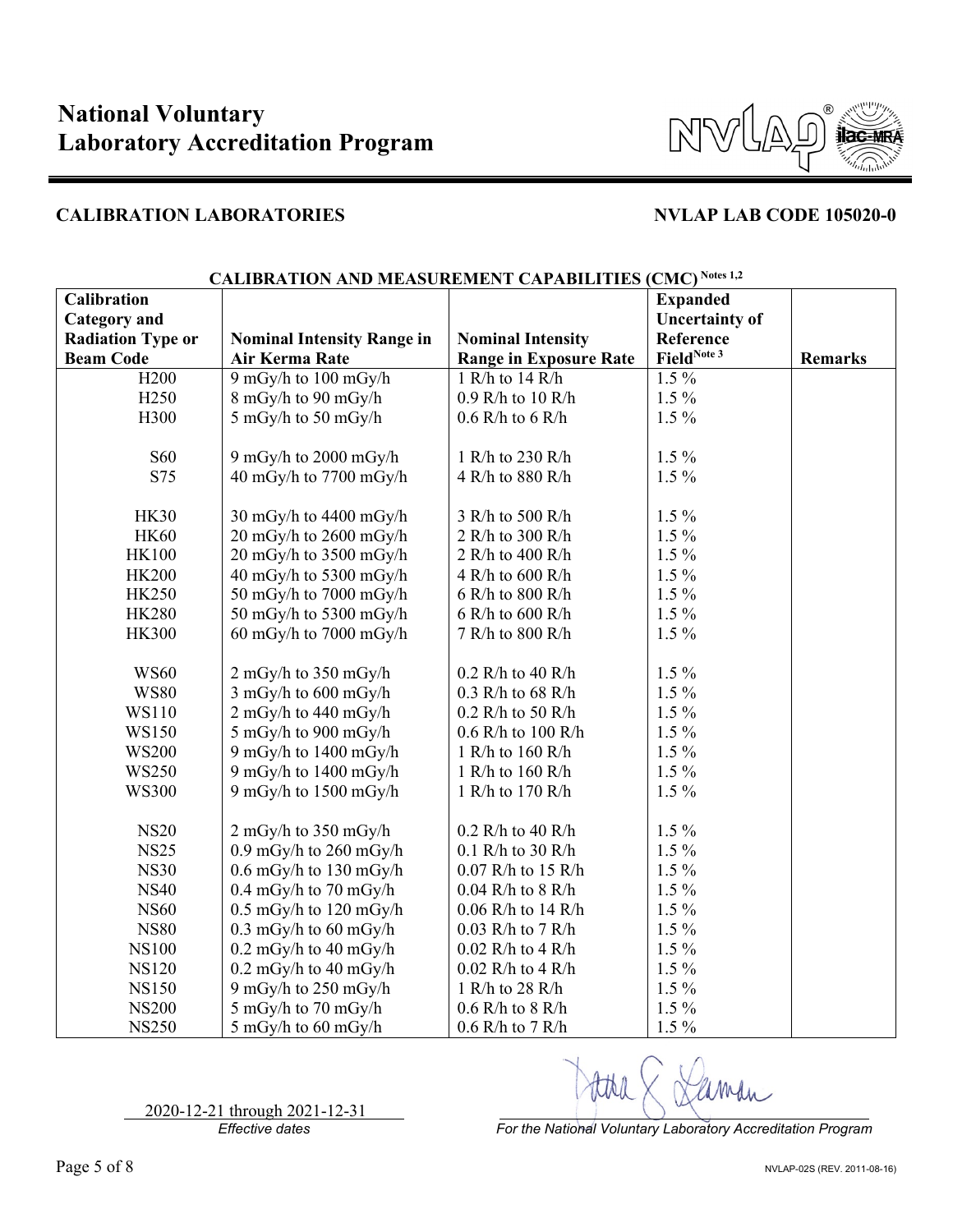# National Voluntary Laboratory Accreditation Program

**CALIBRATION LABORATORIES** **NVLAP LAB CODE 105020-0**

**CALIBRATION AND MEASUREMENT CAPABILITIES (CMC)** Notes 1,2

| Calibration Category and Radiation Type or Beam Code | Nominal Intensity Range in Air Kerma Rate | Nominal Intensity Range in Exposure Rate | Expanded Uncertainty of Reference Field Note 3 | Remarks |
|---|---|---|---|---|
| H200 | 9 mGy/h to 100 mGy/h | 1 R/h to 14 R/h | 1.5 % | |
| H250 | 8 mGy/h to 90 mGy/h | 0.9 R/h to 10 R/h | 1.5 % | |
| H300 | 5 mGy/h to 50 mGy/h | 0.6 R/h to 6 R/h | 1.5 % | |
| S60 | 9 mGy/h to 2000 mGy/h | 1 R/h to 230 R/h | 1.5 % | |
| S75 | 40 mGy/h to 7700 mGy/h | 4 R/h to 880 R/h | 1.5 % | |
| HK30 | 30 mGy/h to 4400 mGy/h | 3 R/h to 500 R/h | 1.5 % | |
| HK60 | 20 mGy/h to 2600 mGy/h | 2 R/h to 300 R/h | 1.5 % | |
| HK100 | 20 mGy/h to 3500 mGy/h | 2 R/h to 400 R/h | 1.5 % | |
| HK200 | 40 mGy/h to 5300 mGy/h | 4 R/h to 600 R/h | 1.5 % | |
| HK250 | 50 mGy/h to 7000 mGy/h | 6 R/h to 800 R/h | 1.5 % | |
| HK280 | 50 mGy/h to 5300 mGy/h | 6 R/h to 600 R/h | 1.5 % | |
| HK300 | 60 mGy/h to 7000 mGy/h | 7 R/h to 800 R/h | 1.5 % | |
| WS60 | 2 mGy/h to 350 mGy/h | 0.2 R/h to 40 R/h | 1.5 % | |
| WS80 | 3 mGy/h to 600 mGy/h | 0.3 R/h to 68 R/h | 1.5 % | |
| WS110 | 2 mGy/h to 440 mGy/h | 0.2 R/h to 50 R/h | 1.5 % | |
| WS150 | 5 mGy/h to 900 mGy/h | 0.6 R/h to 100 R/h | 1.5 % | |
| WS200 | 9 mGy/h to 1400 mGy/h | 1 R/h to 160 R/h | 1.5 % | |
| WS250 | 9 mGy/h to 1400 mGy/h | 1 R/h to 160 R/h | 1.5 % | |
| WS300 | 9 mGy/h to 1500 mGy/h | 1 R/h to 170 R/h | 1.5 % | |
| NS20 | 2 mGy/h to 350 mGy/h | 0.2 R/h to 40 R/h | 1.5 % | |
| NS25 | 0.9 mGy/h to 260 mGy/h | 0.1 R/h to 30 R/h | 1.5 % | |
| NS30 | 0.6 mGy/h to 130 mGy/h | 0.07 R/h to 15 R/h | 1.5 % | |
| NS40 | 0.4 mGy/h to 70 mGy/h | 0.04 R/h to 8 R/h | 1.5 % | |
| NS60 | 0.5 mGy/h to 120 mGy/h | 0.06 R/h to 14 R/h | 1.5 % | |
| NS80 | 0.3 mGy/h to 60 mGy/h | 0.03 R/h to 7 R/h | 1.5 % | |
| NS100 | 0.2 mGy/h to 40 mGy/h | 0.02 R/h to 4 R/h | 1.5 % | |
| NS120 | 0.2 mGy/h to 40 mGy/h | 0.02 R/h to 4 R/h | 1.5 % | |
| NS150 | 9 mGy/h to 250 mGy/h | 1 R/h to 28 R/h | 1.5 % | |
| NS200 | 5 mGy/h to 70 mGy/h | 0.6 R/h to 8 R/h | 1.5 % | |
| NS250 | 5 mGy/h to 60 mGy/h | 0.6 R/h to 7 R/h | 1.5 % | |

2020-12-21 through 2021-12-31
*Effective dates*

*For the National Voluntary Laboratory Accreditation Program*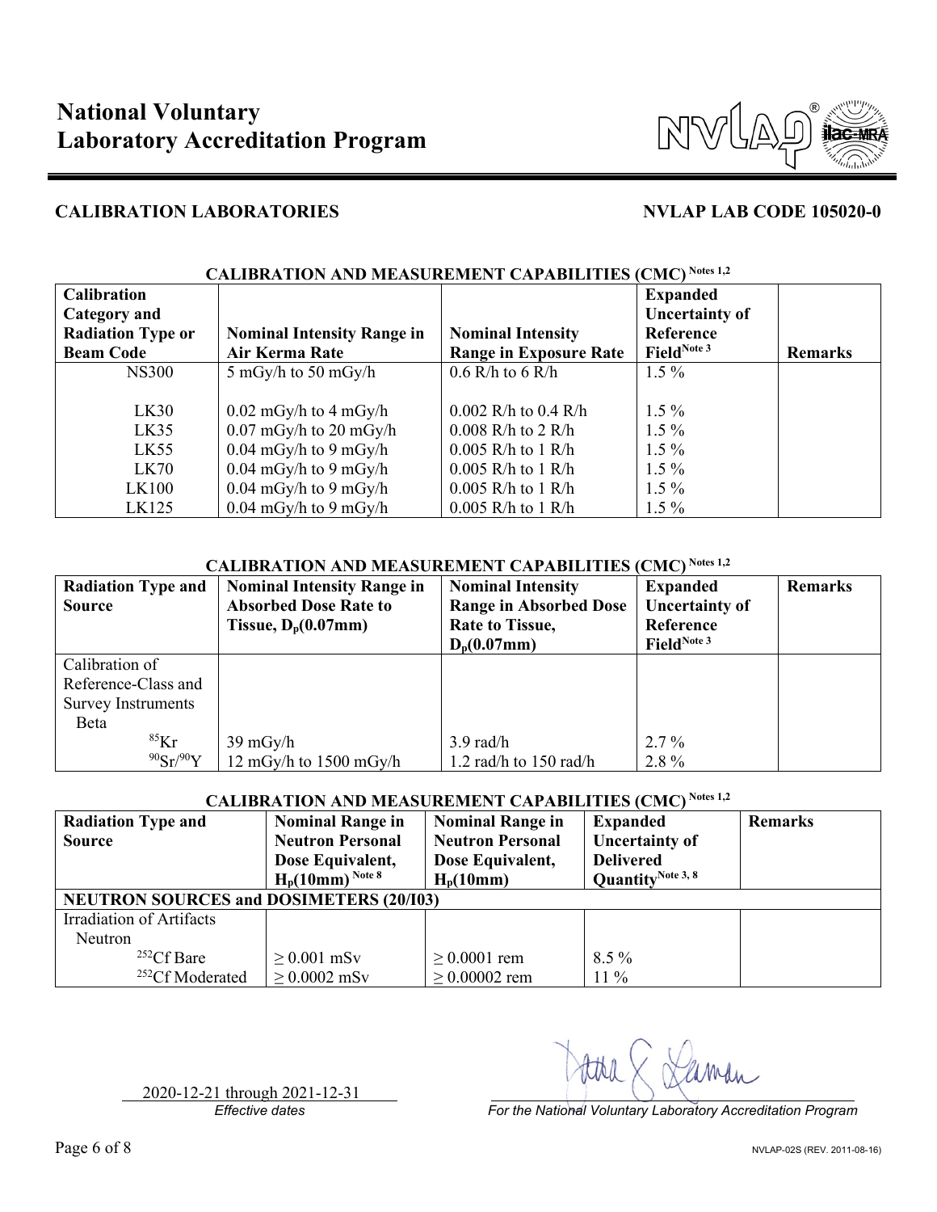# National Voluntary Laboratory Accreditation Program

**CALIBRATION LABORATORIES** **NVLAP LAB CODE 105020-0**

**CALIBRATION AND MEASUREMENT CAPABILITIES (CMC)** Notes 1,2

| Calibration Category and Radiation Type or Beam Code | Nominal Intensity Range in Air Kerma Rate | Nominal Intensity Range in Exposure Rate | Expanded Uncertainty of Reference Field Note 3 | Remarks |
|---|---|---|---|---|
| NS300 | 5 mGy/h to 50 mGy/h | 0.6 R/h to 6 R/h | 1.5 % | |
| LK30 | 0.02 mGy/h to 4 mGy/h | 0.002 R/h to 0.4 R/h | 1.5 % | |
| LK35 | 0.07 mGy/h to 20 mGy/h | 0.008 R/h to 2 R/h | 1.5 % | |
| LK55 | 0.04 mGy/h to 9 mGy/h | 0.005 R/h to 1 R/h | 1.5 % | |
| LK70 | 0.04 mGy/h to 9 mGy/h | 0.005 R/h to 1 R/h | 1.5 % | |
| LK100 | 0.04 mGy/h to 9 mGy/h | 0.005 R/h to 1 R/h | 1.5 % | |
| LK125 | 0.04 mGy/h to 9 mGy/h | 0.005 R/h to 1 R/h | 1.5 % | |

**CALIBRATION AND MEASUREMENT CAPABILITIES (CMC)** Notes 1,2

| Radiation Type and Source | Nominal Intensity Range in Absorbed Dose Rate to Tissue, $D_p(0.07mm)$ | Nominal Intensity Range in Absorbed Dose Rate to Tissue, $D_p(0.07mm)$ | Expanded Uncertainty of Reference Field Note 3 | Remarks |
|---|---|---|---|---|
| Calibration of Reference-Class and Survey Instruments | | | | |
| Beta | | | | |
| $^{85}$Kr | 39 mGy/h | 3.9 rad/h | 2.7 % | |
| $^{90}$Sr/$^{90}$Y | 12 mGy/h to 1500 mGy/h | 1.2 rad/h to 150 rad/h | 2.8 % | |

**CALIBRATION AND MEASUREMENT CAPABILITIES (CMC)** Notes 1,2

| Radiation Type and Source | Nominal Range in Neutron Personal Dose Equivalent, $H_p(10mm)$ Note 8 | Nominal Range in Neutron Personal Dose Equivalent, $H_p(10mm)$ | Expanded Uncertainty of Delivered Quantity Note 3, 8 | Remarks |
|---|---|---|---|---|
| **NEUTRON SOURCES and DOSIMETERS (20/I03)** | | | | |
| Irradiation of Artifacts | | | | |
| Neutron | | | | |
| $^{252}$Cf Bare | ≥ 0.001 mSv | ≥ 0.0001 rem | 8.5 % | |
| $^{252}$Cf Moderated | ≥ 0.0002 mSv | ≥ 0.00002 rem | 11 % | |

2020-12-21 through 2021-12-31

*Effective dates*

*For the National Voluntary Laboratory Accreditation Program*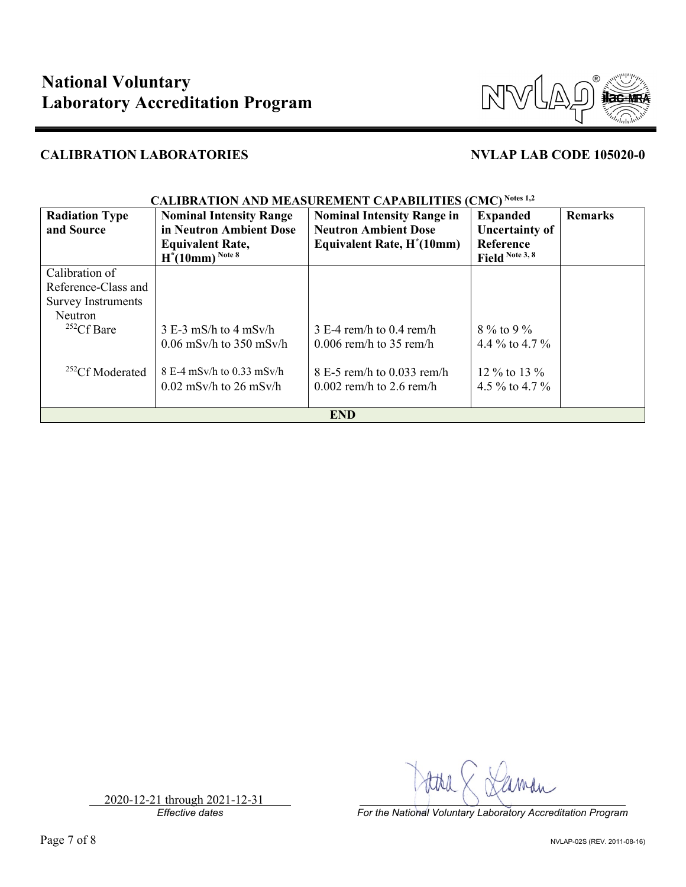# National Voluntary Laboratory Accreditation Program

**CALIBRATION LABORATORIES** **NVLAP LAB CODE 105020-0**

**CALIBRATION AND MEASUREMENT CAPABILITIES (CMC) Notes 1,2**

| Radiation Type and Source | Nominal Intensity Range in Neutron Ambient Dose Equivalent Rate, $H^*(10mm)$ Note 8 | Nominal Intensity Range in Neutron Ambient Dose Equivalent Rate, $H^*(10mm)$ | Expanded Uncertainty of Reference Field Note 3, 8 | Remarks |
|---|---|---|---|---|
| Calibration of Reference-Class and Survey Instruments | | | | |
| Neutron | | | | |
| $^{252}Cf$ Bare | 3 E-3 mS/h to 4 mSv/h<br>0.06 mSv/h to 350 mSv/h | 3 E-4 rem/h to 0.4 rem/h<br>0.006 rem/h to 35 rem/h | 8 % to 9 %<br>4.4 % to 4.7 % | |
| $^{252}Cf$ Moderated | 8 E-4 mSv/h to 0.33 mSv/h<br>0.02 mSv/h to 26 mSv/h | 8 E-5 rem/h to 0.033 rem/h<br>0.002 rem/h to 2.6 rem/h | 12 % to 13 %<br>4.5 % to 4.7 % | |
| **END** | | | | |

2020-12-21 through 2021-12-31
*Effective dates*

*For the National Voluntary Laboratory Accreditation Program*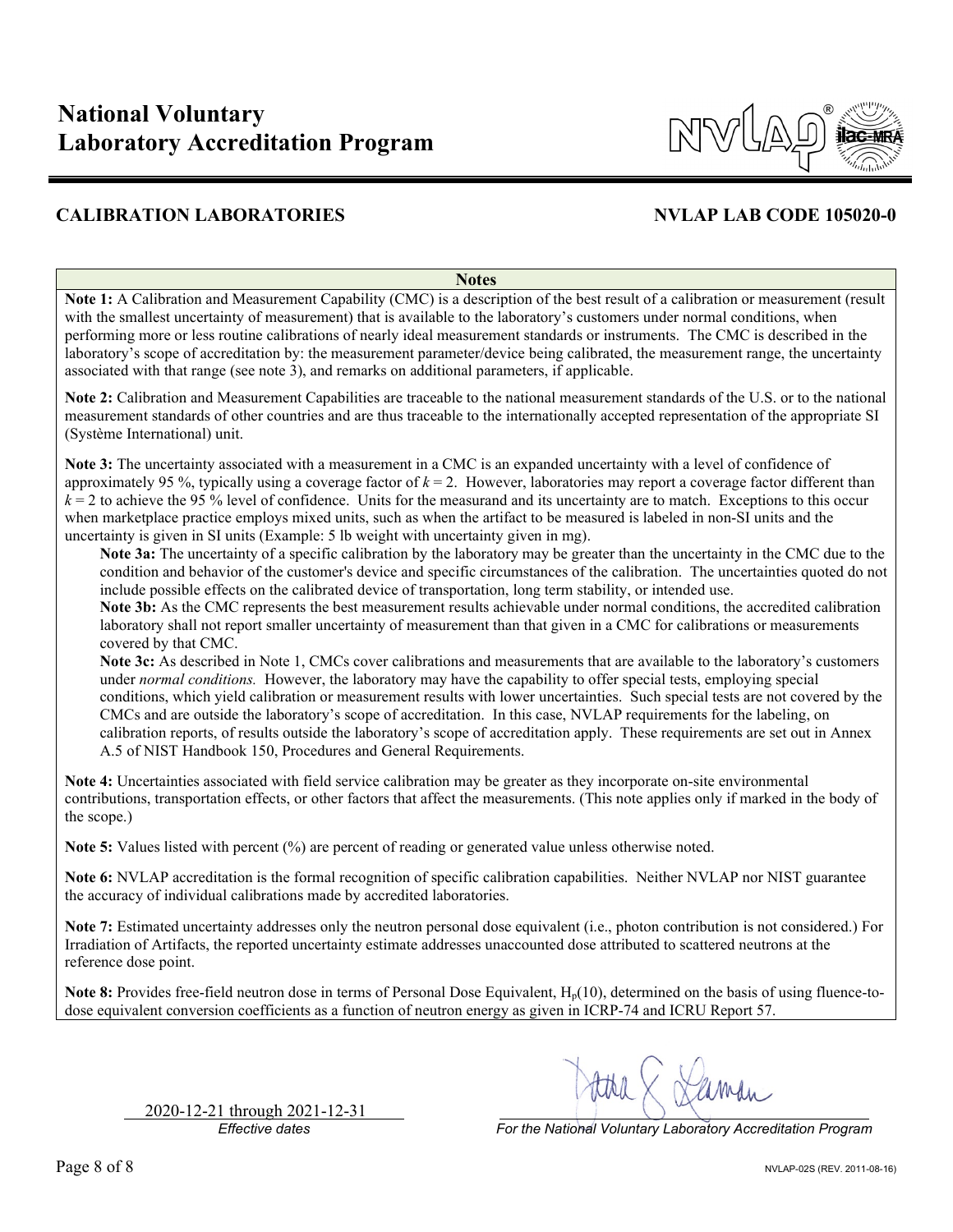# National Voluntary Laboratory Accreditation Program

## CALIBRATION LABORATORIES

**NVLAP LAB CODE 105020-0**

| Notes |
| --- |
| **Note 1:** A Calibration and Measurement Capability (CMC) is a description of the best result of a calibration or measurement (result with the smallest uncertainty of measurement) that is available to the laboratory's customers under normal conditions, when performing more or less routine calibrations of nearly ideal measurement standards or instruments. The CMC is described in the laboratory's scope of accreditation by: the measurement parameter/device being calibrated, the measurement range, the uncertainty associated with that range (see note 3), and remarks on additional parameters, if applicable. |
| **Note 2:** Calibration and Measurement Capabilities are traceable to the national measurement standards of the U.S. or to the national measurement standards of other countries and are thus traceable to the internationally accepted representation of the appropriate SI (Système International) unit. |
| **Note 3:** The uncertainty associated with a measurement in a CMC is an expanded uncertainty with a level of confidence of approximately 95 %, typically using a coverage factor of $k = 2$. However, laboratories may report a coverage factor different than $k = 2$ to achieve the 95 % level of confidence. Units for the measurand and its uncertainty are to match. Exceptions to this occur when marketplace practice employs mixed units, such as when the artifact to be measured is labeled in non-SI units and the uncertainty is given in SI units (Example: 5 lb weight with uncertainty given in mg). <br> **Note 3a:** The uncertainty of a specific calibration by the laboratory may be greater than the uncertainty in the CMC due to the condition and behavior of the customer's device and specific circumstances of the calibration. The uncertainties quoted do not include possible effects on the calibrated device of transportation, long term stability, or intended use. <br> **Note 3b:** As the CMC represents the best measurement results achievable under normal conditions, the accredited calibration laboratory shall not report smaller uncertainty of measurement than that given in a CMC for calibrations or measurements covered by that CMC. <br> **Note 3c:** As described in Note 1, CMCs cover calibrations and measurements that are available to the laboratory's customers under *normal conditions.* However, the laboratory may have the capability to offer special tests, employing special conditions, which yield calibration or measurement results with lower uncertainties. Such special tests are not covered by the CMCs and are outside the laboratory's scope of accreditation. In this case, NVLAP requirements for the labeling, on calibration reports, of results outside the laboratory's scope of accreditation apply. These requirements are set out in Annex A.5 of NIST Handbook 150, Procedures and General Requirements. |
| **Note 4:** Uncertainties associated with field service calibration may be greater as they incorporate on-site environmental contributions, transportation effects, or other factors that affect the measurements. (This note applies only if marked in the body of the scope.) |
| **Note 5:** Values listed with percent (%) are percent of reading or generated value unless otherwise noted. |
| **Note 6:** NVLAP accreditation is the formal recognition of specific calibration capabilities. Neither NVLAP nor NIST guarantee the accuracy of individual calibrations made by accredited laboratories. |
| **Note 7:** Estimated uncertainty addresses only the neutron personal dose equivalent (i.e., photon contribution is not considered.) For Irradiation of Artifacts, the reported uncertainty estimate addresses unaccounted dose attributed to scattered neutrons at the reference dose point. |
| **Note 8:** Provides free-field neutron dose in terms of Personal Dose Equivalent, $H_p(10)$, determined on the basis of using fluence-to-dose equivalent conversion coefficients as a function of neutron energy as given in ICRP-74 and ICRU Report 57. |

2020-12-21 through 2021-12-31
*Effective dates*

*For the National Voluntary Laboratory Accreditation Program*